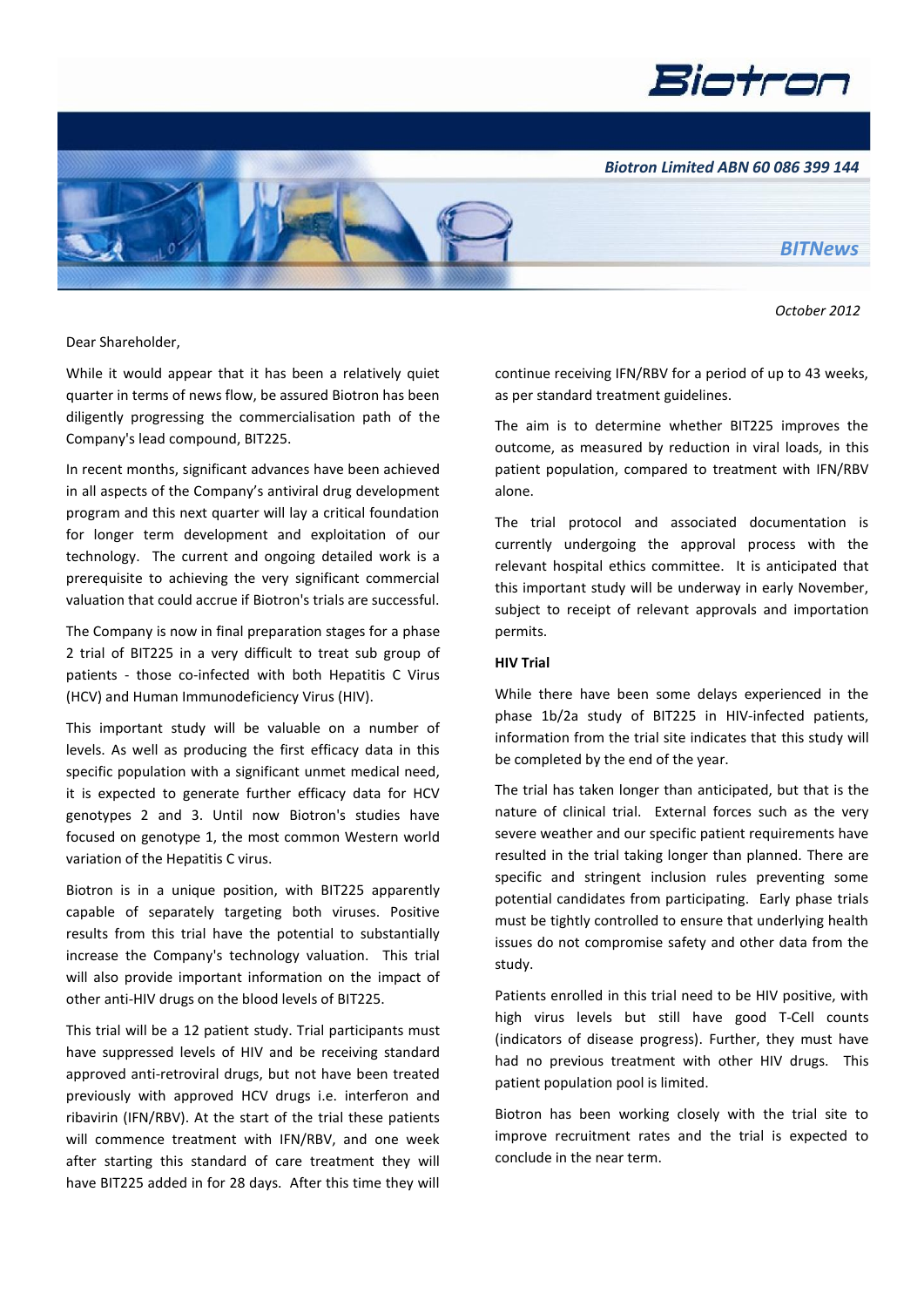Biotron

*Biotron Limited ABN 60 086 399 144*

*BITNews*

*October 2012*

Dear Shareholder,

While it would appear that it has been a relatively quiet quarter in terms of news flow, be assured Biotron has been diligently progressing the commercialisation path of the Company's lead compound, BIT225.

In recent months, significant advances have been achieved in all aspects of the Company's antiviral drug development program and this next quarter will lay a critical foundation for longer term development and exploitation of our technology. The current and ongoing detailed work is a prerequisite to achieving the very significant commercial valuation that could accrue if Biotron's trials are successful.

The Company is now in final preparation stages for a phase 2 trial of BIT225 in a very difficult to treat sub group of patients - those co-infected with both Hepatitis C Virus (HCV) and Human Immunodeficiency Virus (HIV).

This important study will be valuable on a number of levels. As well as producing the first efficacy data in this specific population with a significant unmet medical need, it is expected to generate further efficacy data for HCV genotypes 2 and 3. Until now Biotron's studies have focused on genotype 1, the most common Western world variation of the Hepatitis C virus.

Biotron is in a unique position, with BIT225 apparently capable of separately targeting both viruses. Positive results from this trial have the potential to substantially increase the Company's technology valuation. This trial will also provide important information on the impact of other anti-HIV drugs on the blood levels of BIT225.

This trial will be a 12 patient study. Trial participants must have suppressed levels of HIV and be receiving standard approved anti-retroviral drugs, but not have been treated previously with approved HCV drugs i.e. interferon and ribavirin (IFN/RBV). At the start of the trial these patients will commence treatment with IFN/RBV, and one week after starting this standard of care treatment they will have BIT225 added in for 28 days. After this time they will continue receiving IFN/RBV for a period of up to 43 weeks, as per standard treatment guidelines.

The aim is to determine whether BIT225 improves the outcome, as measured by reduction in viral loads, in this patient population, compared to treatment with IFN/RBV alone.

The trial protocol and associated documentation is currently undergoing the approval process with the relevant hospital ethics committee. It is anticipated that this important study will be underway in early November, subject to receipt of relevant approvals and importation permits.

**HIV Trial**

While there have been some delays experienced in the phase 1b/2a study of BIT225 in HIV-infected patients, information from the trial site indicates that this study will be completed by the end of the year.

The trial has taken longer than anticipated, but that is the nature of clinical trial. External forces such as the very severe weather and our specific patient requirements have resulted in the trial taking longer than planned. There are specific and stringent inclusion rules preventing some potential candidates from participating. Early phase trials must be tightly controlled to ensure that underlying health issues do not compromise safety and other data from the study.

Patients enrolled in this trial need to be HIV positive, with high virus levels but still have good T-Cell counts (indicators of disease progress). Further, they must have had no previous treatment with other HIV drugs. This patient population pool is limited.

Biotron has been working closely with the trial site to improve recruitment rates and the trial is expected to conclude in the near term.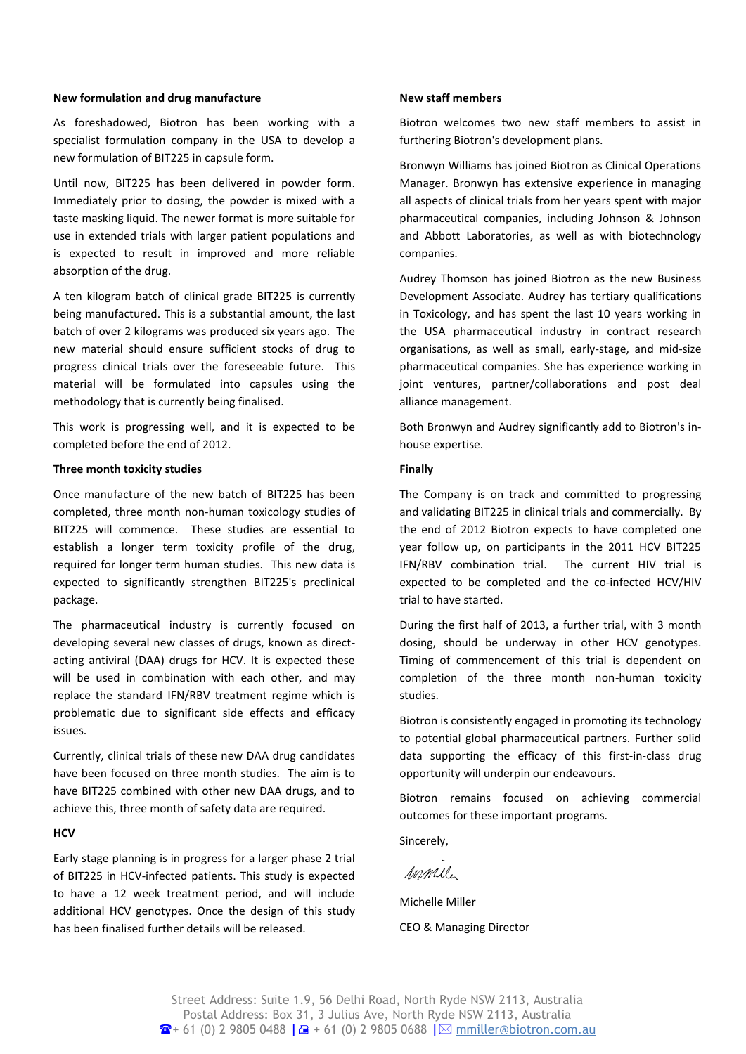**New formulation and drug manufacture**

As foreshadowed, Biotron has been working with a specialist formulation company in the USA to develop a new formulation of BIT225 in capsule form.

Until now, BIT225 has been delivered in powder form. Immediately prior to dosing, the powder is mixed with a taste masking liquid. The newer format is more suitable for use in extended trials with larger patient populations and is expected to result in improved and more reliable absorption of the drug.

A ten kilogram batch of clinical grade BIT225 is currently being manufactured. This is a substantial amount, the last batch of over 2 kilograms was produced six years ago. The new material should ensure sufficient stocks of drug to progress clinical trials over the foreseeable future. This material will be formulated into capsules using the methodology that is currently being finalised.

This work is progressing well, and it is expected to be completed before the end of 2012.

**Three month toxicity studies**

Once manufacture of the new batch of BIT225 has been completed, three month non-human toxicology studies of BIT225 will commence. These studies are essential to establish a longer term toxicity profile of the drug, required for longer term human studies. This new data is expected to significantly strengthen BIT225's preclinical package.

The pharmaceutical industry is currently focused on developing several new classes of drugs, known as direct-acting antiviral (DAA) drugs for HCV. It is expected these will be used in combination with each other, and may replace the standard IFN/RBV treatment regime which is problematic due to significant side effects and efficacy issues.

Currently, clinical trials of these new DAA drug candidates have been focused on three month studies. The aim is to have BIT225 combined with other new DAA drugs, and to achieve this, three month of safety data are required.

**HCV**

Early stage planning is in progress for a larger phase 2 trial of BIT225 in HCV-infected patients. This study is expected to have a 12 week treatment period, and will include additional HCV genotypes. Once the design of this study has been finalised further details will be released.

**New staff members**

Biotron welcomes two new staff members to assist in furthering Biotron's development plans.

Bronwyn Williams has joined Biotron as Clinical Operations Manager. Bronwyn has extensive experience in managing all aspects of clinical trials from her years spent with major pharmaceutical companies, including Johnson & Johnson and Abbott Laboratories, as well as with biotechnology companies.

Audrey Thomson has joined Biotron as the new Business Development Associate. Audrey has tertiary qualifications in Toxicology, and has spent the last 10 years working in the USA pharmaceutical industry in contract research organisations, as well as small, early-stage, and mid-size pharmaceutical companies. She has experience working in joint ventures, partner/collaborations and post deal alliance management.

Both Bronwyn and Audrey significantly add to Biotron's in-house expertise.

**Finally**

The Company is on track and committed to progressing and validating BIT225 in clinical trials and commercially. By the end of 2012 Biotron expects to have completed one year follow up, on participants in the 2011 HCV BIT225 IFN/RBV combination trial. The current HIV trial is expected to be completed and the co-infected HCV/HIV trial to have started.

During the first half of 2013, a further trial, with 3 month dosing, should be underway in other HCV genotypes. Timing of commencement of this trial is dependent on completion of the three month non-human toxicity studies.

Biotron is consistently engaged in promoting its technology to potential global pharmaceutical partners. Further solid data supporting the efficacy of this first-in-class drug opportunity will underpin our endeavours.

Biotron remains focused on achieving commercial outcomes for these important programs.

Sincerely,

Michelle Miller

CEO & Managing Director

Street Address: Suite 1.9, 56 Delhi Road, North Ryde NSW 2113, Australia
Postal Address: Box 31, 3 Julius Ave, North Ryde NSW 2113, Australia
+ 61 (0) 2 9805 0488 | + 61 (0) 2 9805 0688 | mmiller@biotron.com.au